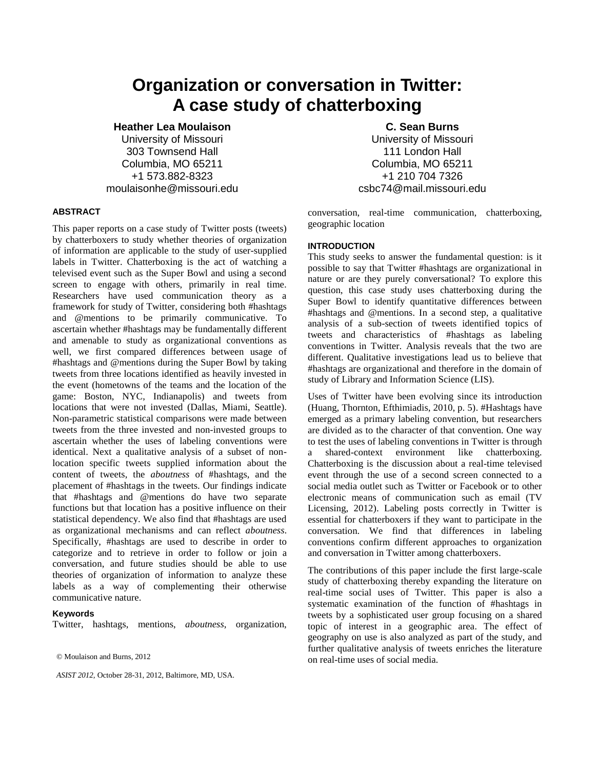# Organization or conversation in Twitter: A case study of chatterboxing

**Heather Lea Moulaison**
University of Missouri
303 Townsend Hall
Columbia, MO 65211
+1 573.882-8323
moulaisonhe@missouri.edu

**C. Sean Burns**
University of Missouri
111 London Hall
Columbia, MO 65211
+1 210 704 7326
csbc74@mail.missouri.edu

## ABSTRACT

This paper reports on a case study of Twitter posts (tweets) by chatterboxers to study whether theories of organization of information are applicable to the study of user-supplied labels in Twitter. Chatterboxing is the act of watching a televised event such as the Super Bowl and using a second screen to engage with others, primarily in real time. Researchers have used communication theory as a framework for study of Twitter, considering both #hashtags and @mentions to be primarily communicative. To ascertain whether #hashtags may be fundamentally different and amenable to study as organizational conventions as well, we first compared differences between usage of #hashtags and @mentions during the Super Bowl by taking tweets from three locations identified as heavily invested in the event (hometowns of the teams and the location of the game: Boston, NYC, Indianapolis) and tweets from locations that were not invested (Dallas, Miami, Seattle). Non-parametric statistical comparisons were made between tweets from the three invested and non-invested groups to ascertain whether the uses of labeling conventions were identical. Next a qualitative analysis of a subset of non-location specific tweets supplied information about the content of tweets, the *aboutness* of #hashtags, and the placement of #hashtags in the tweets. Our findings indicate that #hashtags and @mentions do have two separate functions but that location has a positive influence on their statistical dependency. We also find that #hashtags are used as organizational mechanisms and can reflect *aboutness*. Specifically, #hashtags are used to describe in order to categorize and to retrieve in order to follow or join a conversation, and future studies should be able to use theories of organization of information to analyze these labels as a way of complementing their otherwise communicative nature.

### Keywords

Twitter, hashtags, mentions, *aboutness*, organization, conversation, real-time communication, chatterboxing, geographic location

© Moulaison and Burns, 2012

*ASIST 2012*, October 28-31, 2012, Baltimore, MD, USA.

## INTRODUCTION

This study seeks to answer the fundamental question: is it possible to say that Twitter #hashtags are organizational in nature or are they purely conversational? To explore this question, this case study uses chatterboxing during the Super Bowl to identify quantitative differences between #hashtags and @mentions. In a second step, a qualitative analysis of a sub-section of tweets identified topics of tweets and characteristics of #hashtags as labeling conventions in Twitter. Analysis reveals that the two are different. Qualitative investigations lead us to believe that #hashtags are organizational and therefore in the domain of study of Library and Information Science (LIS).

Uses of Twitter have been evolving since its introduction (Huang, Thornton, Efthimiadis, 2010, p. 5). #Hashtags have emerged as a primary labeling convention, but researchers are divided as to the character of that convention. One way to test the uses of labeling conventions in Twitter is through a shared-context environment like chatterboxing. Chatterboxing is the discussion about a real-time televised event through the use of a second screen connected to a social media outlet such as Twitter or Facebook or to other electronic means of communication such as email (TV Licensing, 2012). Labeling posts correctly in Twitter is essential for chatterboxers if they want to participate in the conversation. We find that differences in labeling conventions confirm different approaches to organization and conversation in Twitter among chatterboxers.

The contributions of this paper include the first large-scale study of chatterboxing thereby expanding the literature on real-time social uses of Twitter. This paper is also a systematic examination of the function of #hashtags in tweets by a sophisticated user group focusing on a shared topic of interest in a geographic area. The effect of geography on use is also analyzed as part of the study, and further qualitative analysis of tweets enriches the literature on real-time uses of social media.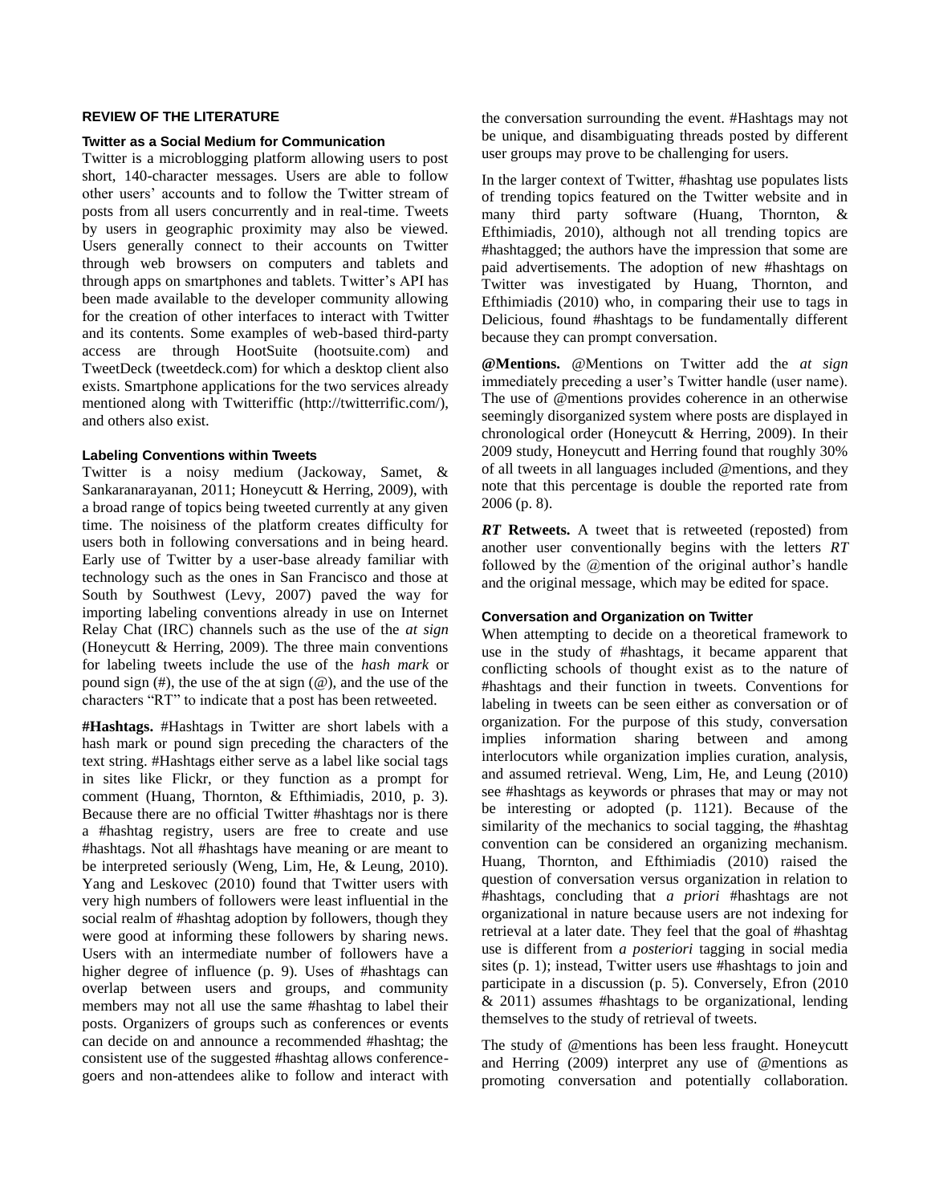## REVIEW OF THE LITERATURE

### Twitter as a Social Medium for Communication

Twitter is a microblogging platform allowing users to post short, 140-character messages. Users are able to follow other users' accounts and to follow the Twitter stream of posts from all users concurrently and in real-time. Tweets by users in geographic proximity may also be viewed. Users generally connect to their accounts on Twitter through web browsers on computers and tablets and through apps on smartphones and tablets. Twitter's API has been made available to the developer community allowing for the creation of other interfaces to interact with Twitter and its contents. Some examples of web-based third-party access are through HootSuite (hootsuite.com) and TweetDeck (tweetdeck.com) for which a desktop client also exists. Smartphone applications for the two services already mentioned along with Twitteriffic (http://twitterrific.com/), and others also exist.

### Labeling Conventions within Tweets

Twitter is a noisy medium (Jackoway, Samet, & Sankaranarayanan, 2011; Honeycutt & Herring, 2009), with a broad range of topics being tweeted currently at any given time. The noisiness of the platform creates difficulty for users both in following conversations and in being heard. Early use of Twitter by a user-base already familiar with technology such as the ones in San Francisco and those at South by Southwest (Levy, 2007) paved the way for importing labeling conventions already in use on Internet Relay Chat (IRC) channels such as the use of the *at sign* (Honeycutt & Herring, 2009). The three main conventions for labeling tweets include the use of the *hash mark* or pound sign (#), the use of the at sign (@), and the use of the characters "RT" to indicate that a post has been retweeted.

**#Hashtags.** #Hashtags in Twitter are short labels with a hash mark or pound sign preceding the characters of the text string. #Hashtags either serve as a label like social tags in sites like Flickr, or they function as a prompt for comment (Huang, Thornton, & Efthimiadis, 2010, p. 3). Because there are no official Twitter #hashtags nor is there a #hashtag registry, users are free to create and use #hashtags. Not all #hashtags have meaning or are meant to be interpreted seriously (Weng, Lim, He, & Leung, 2010). Yang and Leskovec (2010) found that Twitter users with very high numbers of followers were least influential in the social realm of #hashtag adoption by followers, though they were good at informing these followers by sharing news. Users with an intermediate number of followers have a higher degree of influence (p. 9). Uses of #hashtags can overlap between users and groups, and community members may not all use the same #hashtag to label their posts. Organizers of groups such as conferences or events can decide on and announce a recommended #hashtag; the consistent use of the suggested #hashtag allows conference-goers and non-attendees alike to follow and interact with the conversation surrounding the event. #Hashtags may not be unique, and disambiguating threads posted by different user groups may prove to be challenging for users.

In the larger context of Twitter, #hashtag use populates lists of trending topics featured on the Twitter website and in many third party software (Huang, Thornton, & Efthimiadis, 2010), although not all trending topics are #hashtagged; the authors have the impression that some are paid advertisements. The adoption of new #hashtags on Twitter was investigated by Huang, Thornton, and Efthimiadis (2010) who, in comparing their use to tags in Delicious, found #hashtags to be fundamentally different because they can prompt conversation.

**@Mentions.** @Mentions on Twitter add the *at sign* immediately preceding a user's Twitter handle (user name). The use of @mentions provides coherence in an otherwise seemingly disorganized system where posts are displayed in chronological order (Honeycutt & Herring, 2009). In their 2009 study, Honeycutt and Herring found that roughly 30% of all tweets in all languages included @mentions, and they note that this percentage is double the reported rate from 2006 (p. 8).

***RT* Retweets.** A tweet that is retweeted (reposted) from another user conventionally begins with the letters *RT* followed by the @mention of the original author's handle and the original message, which may be edited for space.

### Conversation and Organization on Twitter

When attempting to decide on a theoretical framework to use in the study of #hashtags, it became apparent that conflicting schools of thought exist as to the nature of #hashtags and their function in tweets. Conventions for labeling in tweets can be seen either as conversation or of organization. For the purpose of this study, conversation implies information sharing between and among interlocutors while organization implies curation, analysis, and assumed retrieval. Weng, Lim, He, and Leung (2010) see #hashtags as keywords or phrases that may or may not be interesting or adopted (p. 1121). Because of the similarity of the mechanics to social tagging, the #hashtag convention can be considered an organizing mechanism. Huang, Thornton, and Efthimiadis (2010) raised the question of conversation versus organization in relation to #hashtags, concluding that *a priori* #hashtags are not organizational in nature because users are not indexing for retrieval at a later date. They feel that the goal of #hashtag use is different from *a posteriori* tagging in social media sites (p. 1); instead, Twitter users use #hashtags to join and participate in a discussion (p. 5). Conversely, Efron (2010 & 2011) assumes #hashtags to be organizational, lending themselves to the study of retrieval of tweets.

The study of @mentions has been less fraught. Honeycutt and Herring (2009) interpret any use of @mentions as promoting conversation and potentially collaboration.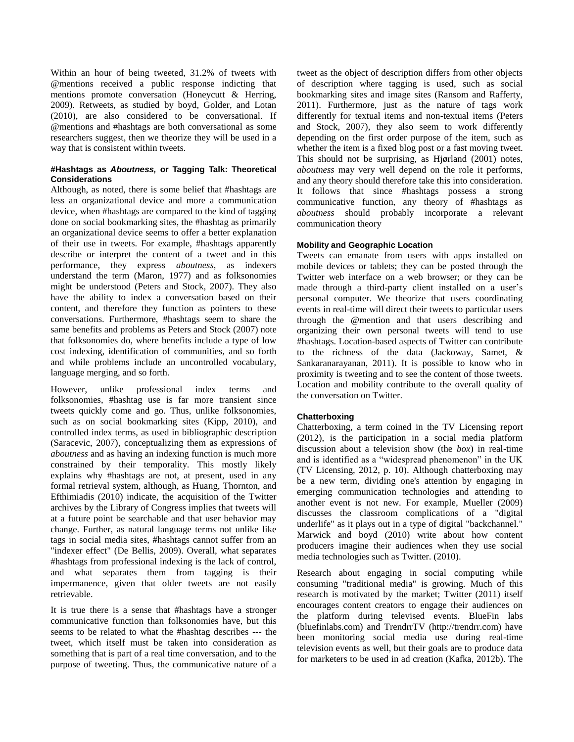Within an hour of being tweeted, 31.2% of tweets with @mentions received a public response indicting that mentions promote conversation (Honeycutt & Herring, 2009). Retweets, as studied by boyd, Golder, and Lotan (2010), are also considered to be conversational. If @mentions and #hashtags are both conversational as some researchers suggest, then we theorize they will be used in a way that is consistent within tweets.

#### #Hashtags as *Aboutness,* or Tagging Talk: Theoretical Considerations

Although, as noted, there is some belief that #hashtags are less an organizational device and more a communication device, when #hashtags are compared to the kind of tagging done on social bookmarking sites, the #hashtag as primarily an organizational device seems to offer a better explanation of their use in tweets. For example, #hashtags apparently describe or interpret the content of a tweet and in this performance, they express *aboutness*, as indexers understand the term (Maron, 1977) and as folksonomies might be understood (Peters and Stock, 2007). They also have the ability to index a conversation based on their content, and therefore they function as pointers to these conversations. Furthermore, #hashtags seem to share the same benefits and problems as Peters and Stock (2007) note that folksonomies do, where benefits include a type of low cost indexing, identification of communities, and so forth and while problems include an uncontrolled vocabulary, language merging, and so forth.

However, unlike professional index terms and folksonomies, #hashtag use is far more transient since tweets quickly come and go. Thus, unlike folksonomies, such as on social bookmarking sites (Kipp, 2010), and controlled index terms, as used in bibliographic description (Saracevic, 2007), conceptualizing them as expressions of *aboutness* and as having an indexing function is much more constrained by their temporality. This mostly likely explains why #hashtags are not, at present, used in any formal retrieval system, although, as Huang, Thornton, and Efthimiadis (2010) indicate, the acquisition of the Twitter archives by the Library of Congress implies that tweets will at a future point be searchable and that user behavior may change. Further, as natural language terms not unlike like tags in social media sites, #hashtags cannot suffer from an "indexer effect" (De Bellis, 2009). Overall, what separates #hashtags from professional indexing is the lack of control, and what separates them from tagging is their impermanence, given that older tweets are not easily retrievable.

It is true there is a sense that #hashtags have a stronger communicative function than folksonomies have, but this seems to be related to what the #hashtag describes --- the tweet, which itself must be taken into consideration as something that is part of a real time conversation, and to the purpose of tweeting. Thus, the communicative nature of a tweet as the object of description differs from other objects of description where tagging is used, such as social bookmarking sites and image sites (Ransom and Rafferty, 2011). Furthermore, just as the nature of tags work differently for textual items and non-textual items (Peters and Stock, 2007), they also seem to work differently depending on the first order purpose of the item, such as whether the item is a fixed blog post or a fast moving tweet. This should not be surprising, as Hjørland (2001) notes, *aboutness* may very well depend on the role it performs, and any theory should therefore take this into consideration. It follows that since #hashtags possess a strong communicative function, any theory of #hashtags as *aboutness* should probably incorporate a relevant communication theory

#### Mobility and Geographic Location

Tweets can emanate from users with apps installed on mobile devices or tablets; they can be posted through the Twitter web interface on a web browser; or they can be made through a third-party client installed on a user's personal computer. We theorize that users coordinating events in real-time will direct their tweets to particular users through the @mention and that users describing and organizing their own personal tweets will tend to use #hashtags. Location-based aspects of Twitter can contribute to the richness of the data (Jackoway, Samet, & Sankaranarayanan, 2011). It is possible to know who in proximity is tweeting and to see the content of those tweets. Location and mobility contribute to the overall quality of the conversation on Twitter.

#### Chatterboxing

Chatterboxing, a term coined in the TV Licensing report (2012), is the participation in a social media platform discussion about a television show (the *box*) in real-time and is identified as a "widespread phenomenon" in the UK (TV Licensing, 2012, p. 10). Although chatterboxing may be a new term, dividing one's attention by engaging in emerging communication technologies and attending to another event is not new. For example, Mueller (2009) discusses the classroom complications of a "digital underlife" as it plays out in a type of digital "backchannel." Marwick and boyd (2010) write about how content producers imagine their audiences when they use social media technologies such as Twitter. (2010).

Research about engaging in social computing while consuming "traditional media" is growing. Much of this research is motivated by the market; Twitter (2011) itself encourages content creators to engage their audiences on the platform during televised events. BlueFin labs (bluefinlabs.com) and TrendrrTV (http://trendrr.com) have been monitoring social media use during real-time television events as well, but their goals are to produce data for marketers to be used in ad creation (Kafka, 2012b). The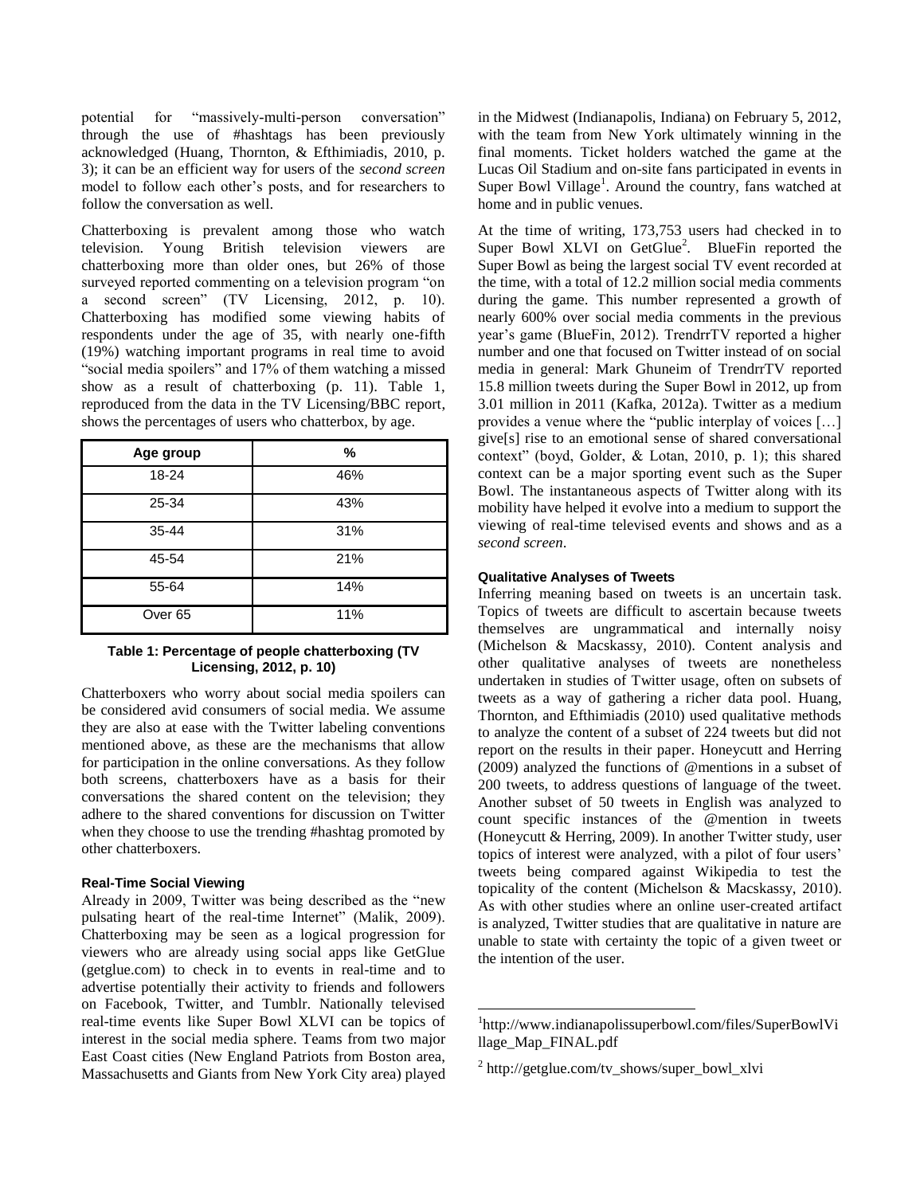potential for "massively-multi-person conversation" through the use of #hashtags has been previously acknowledged (Huang, Thornton, & Efthimiadis, 2010, p. 3); it can be an efficient way for users of the *second screen* model to follow each other's posts, and for researchers to follow the conversation as well.

Chatterboxing is prevalent among those who watch television. Young British television viewers are chatterboxing more than older ones, but 26% of those surveyed reported commenting on a television program "on a second screen" (TV Licensing, 2012, p. 10). Chatterboxing has modified some viewing habits of respondents under the age of 35, with nearly one-fifth (19%) watching important programs in real time to avoid "social media spoilers" and 17% of them watching a missed show as a result of chatterboxing (p. 11). Table 1, reproduced from the data in the TV Licensing/BBC report, shows the percentages of users who chatterbox, by age.

| Age group | % |
|---|---|
| 18-24 | 46% |
| 25-34 | 43% |
| 35-44 | 31% |
| 45-54 | 21% |
| 55-64 | 14% |
| Over 65 | 11% |

**Table 1: Percentage of people chatterboxing (TV Licensing, 2012, p. 10)**

Chatterboxers who worry about social media spoilers can be considered avid consumers of social media. We assume they are also at ease with the Twitter labeling conventions mentioned above, as these are the mechanisms that allow for participation in the online conversations. As they follow both screens, chatterboxers have as a basis for their conversations the shared content on the television; they adhere to the shared conventions for discussion on Twitter when they choose to use the trending #hashtag promoted by other chatterboxers.

#### Real-Time Social Viewing

Already in 2009, Twitter was being described as the "new pulsating heart of the real-time Internet" (Malik, 2009). Chatterboxing may be seen as a logical progression for viewers who are already using social apps like GetGlue (getglue.com) to check in to events in real-time and to advertise potentially their activity to friends and followers on Facebook, Twitter, and Tumblr. Nationally televised real-time events like Super Bowl XLVI can be topics of interest in the social media sphere. Teams from two major East Coast cities (New England Patriots from Boston area, Massachusetts and Giants from New York City area) played in the Midwest (Indianapolis, Indiana) on February 5, 2012, with the team from New York ultimately winning in the final moments. Ticket holders watched the game at the Lucas Oil Stadium and on-site fans participated in events in Super Bowl Village[1]. Around the country, fans watched at home and in public venues.

At the time of writing, 173,753 users had checked in to Super Bowl XLVI on GetGlue[2]. BlueFin reported the Super Bowl as being the largest social TV event recorded at the time, with a total of 12.2 million social media comments during the game. This number represented a growth of nearly 600% over social media comments in the previous year's game (BlueFin, 2012). TrendrrTV reported a higher number and one that focused on Twitter instead of on social media in general: Mark Ghuneim of TrendrrTV reported 15.8 million tweets during the Super Bowl in 2012, up from 3.01 million in 2011 (Kafka, 2012a). Twitter as a medium provides a venue where the "public interplay of voices […] give[s] rise to an emotional sense of shared conversational context" (boyd, Golder, & Lotan, 2010, p. 1); this shared context can be a major sporting event such as the Super Bowl. The instantaneous aspects of Twitter along with its mobility have helped it evolve into a medium to support the viewing of real-time televised events and shows and as a *second screen*.

#### Qualitative Analyses of Tweets

Inferring meaning based on tweets is an uncertain task. Topics of tweets are difficult to ascertain because tweets themselves are ungrammatical and internally noisy (Michelson & Macskassy, 2010). Content analysis and other qualitative analyses of tweets are nonetheless undertaken in studies of Twitter usage, often on subsets of tweets as a way of gathering a richer data pool. Huang, Thornton, and Efthimiadis (2010) used qualitative methods to analyze the content of a subset of 224 tweets but did not report on the results in their paper. Honeycutt and Herring (2009) analyzed the functions of @mentions in a subset of 200 tweets, to address questions of language of the tweet. Another subset of 50 tweets in English was analyzed to count specific instances of the @mention in tweets (Honeycutt & Herring, 2009). In another Twitter study, user topics of interest were analyzed, with a pilot of four users' tweets being compared against Wikipedia to test the topicality of the content (Michelson & Macskassy, 2010). As with other studies where an online user-created artifact is analyzed, Twitter studies that are qualitative in nature are unable to state with certainty the topic of a given tweet or the intention of the user.

---

[1] http://www.indianapolissuperbowl.com/files/SuperBowlVillage_Map_FINAL.pdf

[2] http://getglue.com/tv_shows/super_bowl_xlvi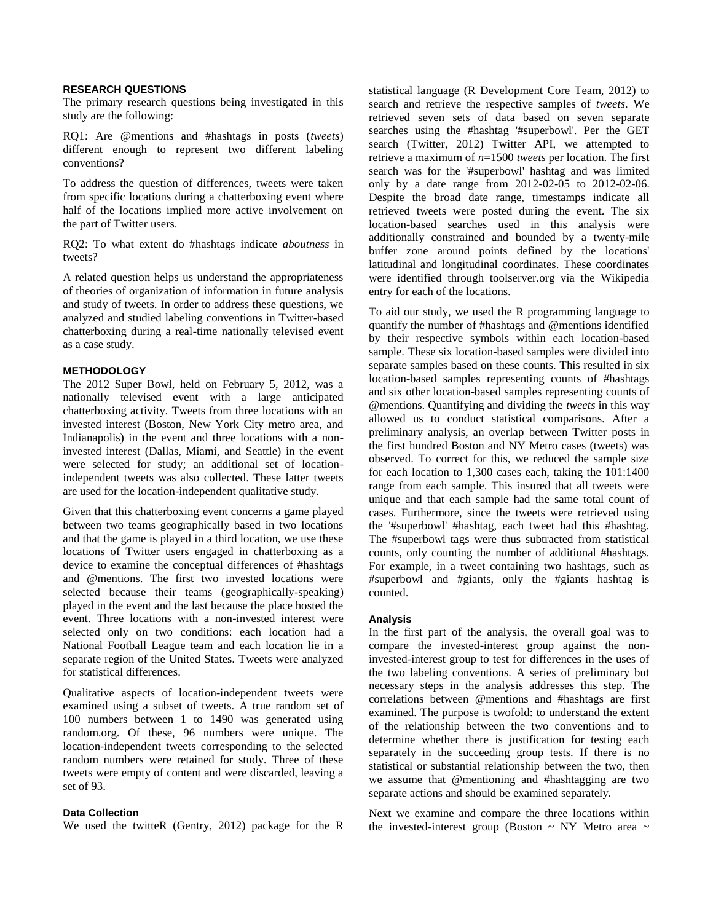## RESEARCH QUESTIONS

The primary research questions being investigated in this study are the following:

RQ1: Are @mentions and #hashtags in posts (*tweets*) different enough to represent two different labeling conventions?

To address the question of differences, tweets were taken from specific locations during a chatterboxing event where half of the locations implied more active involvement on the part of Twitter users.

RQ2: To what extent do #hashtags indicate *aboutness* in tweets?

A related question helps us understand the appropriateness of theories of organization of information in future analysis and study of tweets. In order to address these questions, we analyzed and studied labeling conventions in Twitter-based chatterboxing during a real-time nationally televised event as a case study.

## METHODOLOGY

The 2012 Super Bowl, held on February 5, 2012, was a nationally televised event with a large anticipated chatterboxing activity. Tweets from three locations with an invested interest (Boston, New York City metro area, and Indianapolis) in the event and three locations with a non-invested interest (Dallas, Miami, and Seattle) in the event were selected for study; an additional set of location-independent tweets was also collected. These latter tweets are used for the location-independent qualitative study.

Given that this chatterboxing event concerns a game played between two teams geographically based in two locations and that the game is played in a third location, we use these locations of Twitter users engaged in chatterboxing as a device to examine the conceptual differences of #hashtags and @mentions. The first two invested locations were selected because their teams (geographically-speaking) played in the event and the last because the place hosted the event. Three locations with a non-invested interest were selected only on two conditions: each location had a National Football League team and each location lie in a separate region of the United States. Tweets were analyzed for statistical differences.

Qualitative aspects of location-independent tweets were examined using a subset of tweets. A true random set of 100 numbers between 1 to 1490 was generated using random.org. Of these, 96 numbers were unique. The location-independent tweets corresponding to the selected random numbers were retained for study. Three of these tweets were empty of content and were discarded, leaving a set of 93.

### Data Collection

We used the twitteR (Gentry, 2012) package for the R statistical language (R Development Core Team, 2012) to search and retrieve the respective samples of *tweets*. We retrieved seven sets of data based on seven separate searches using the #hashtag '#superbowl'. Per the GET search (Twitter, 2012) Twitter API, we attempted to retrieve a maximum of $n$=1500 *tweets* per location. The first search was for the '#superbowl' hashtag and was limited only by a date range from 2012-02-05 to 2012-02-06. Despite the broad date range, timestamps indicate all retrieved tweets were posted during the event. The six location-based searches used in this analysis were additionally constrained and bounded by a twenty-mile buffer zone around points defined by the locations' latitudinal and longitudinal coordinates. These coordinates were identified through toolserver.org via the Wikipedia entry for each of the locations.

To aid our study, we used the R programming language to quantify the number of #hashtags and @mentions identified by their respective symbols within each location-based sample. These six location-based samples were divided into separate samples based on these counts. This resulted in six location-based samples representing counts of #hashtags and six other location-based samples representing counts of @mentions. Quantifying and dividing the *tweets* in this way allowed us to conduct statistical comparisons. After a preliminary analysis, an overlap between Twitter posts in the first hundred Boston and NY Metro cases (tweets) was observed. To correct for this, we reduced the sample size for each location to 1,300 cases each, taking the 101:1400 range from each sample. This insured that all tweets were unique and that each sample had the same total count of cases. Furthermore, since the tweets were retrieved using the '#superbowl' #hashtag, each tweet had this #hashtag. The #superbowl tags were thus subtracted from statistical counts, only counting the number of additional #hashtags. For example, in a tweet containing two hashtags, such as #superbowl and #giants, only the #giants hashtag is counted.

### Analysis

In the first part of the analysis, the overall goal was to compare the invested-interest group against the non-invested-interest group to test for differences in the uses of the two labeling conventions. A series of preliminary but necessary steps in the analysis addresses this step. The correlations between @mentions and #hashtags are first examined. The purpose is twofold: to understand the extent of the relationship between the two conventions and to determine whether there is justification for testing each separately in the succeeding group tests. If there is no statistical or substantial relationship between the two, then we assume that @mentioning and #hashtagging are two separate actions and should be examined separately.

Next we examine and compare the three locations within the invested-interest group (Boston ~ NY Metro area ~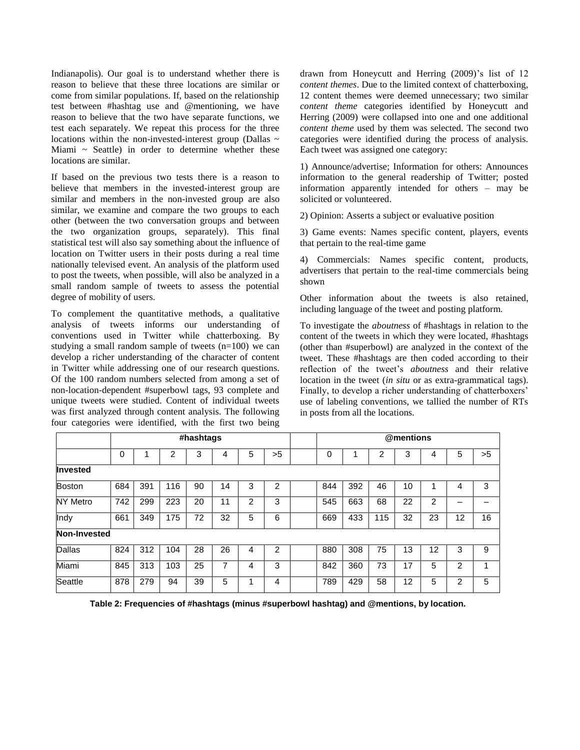Indianapolis). Our goal is to understand whether there is reason to believe that these three locations are similar or come from similar populations. If, based on the relationship test between #hashtag use and @mentioning, we have reason to believe that the two have separate functions, we test each separately. We repeat this process for the three locations within the non-invested-interest group (Dallas ~ Miami ~ Seattle) in order to determine whether these locations are similar.

If based on the previous two tests there is a reason to believe that members in the invested-interest group are similar and members in the non-invested group are also similar, we examine and compare the two groups to each other (between the two conversation groups and between the two organization groups, separately). This final statistical test will also say something about the influence of location on Twitter users in their posts during a real time nationally televised event. An analysis of the platform used to post the tweets, when possible, will also be analyzed in a small random sample of tweets to assess the potential degree of mobility of users.

To complement the quantitative methods, a qualitative analysis of tweets informs our understanding of conventions used in Twitter while chatterboxing. By studying a small random sample of tweets (n=100) we can develop a richer understanding of the character of content in Twitter while addressing one of our research questions. Of the 100 random numbers selected from among a set of non-location-dependent #superbowl tags, 93 complete and unique tweets were studied. Content of individual tweets was first analyzed through content analysis. The following four categories were identified, with the first two being drawn from Honeycutt and Herring (2009)'s list of 12 *content themes*. Due to the limited context of chatterboxing, 12 content themes were deemed unnecessary; two similar *content theme* categories identified by Honeycutt and Herring (2009) were collapsed into one and one additional *content theme* used by them was selected. The second two categories were identified during the process of analysis. Each tweet was assigned one category:

1) Announce/advertise; Information for others: Announces information to the general readership of Twitter; posted information apparently intended for others – may be solicited or volunteered.

2) Opinion: Asserts a subject or evaluative position

3) Game events: Names specific content, players, events that pertain to the real-time game

4) Commercials: Names specific content, products, advertisers that pertain to the real-time commercials being shown

Other information about the tweets is also retained, including language of the tweet and posting platform.

To investigate the *aboutness* of #hashtags in relation to the content of the tweets in which they were located, #hashtags (other than #superbowl) are analyzed in the context of the tweet. These #hashtags are then coded according to their reflection of the tweet's *aboutness* and their relative location in the tweet (*in situ* or as extra-grammatical tags). Finally, to develop a richer understanding of chatterboxers' use of labeling conventions, we tallied the number of RTs in posts from all the locations.

| | #hashtags | | | | | | | | @mentions | | | | | | |
|---|---|---|---|---|---|---|---|---|---|---|---|---|---|---|---|
| | 0 | 1 | 2 | 3 | 4 | 5 | >5 | | 0 | 1 | 2 | 3 | 4 | 5 | >5 |
| **Invested** | | | | | | | | | | | | | | | |
| Boston | 684 | 391 | 116 | 90 | 14 | 3 | 2 | | 844 | 392 | 46 | 10 | 1 | 4 | 3 |
| NY Metro | 742 | 299 | 223 | 20 | 11 | 2 | 3 | | 545 | 663 | 68 | 22 | 2 | – | – |
| Indy | 661 | 349 | 175 | 72 | 32 | 5 | 6 | | 669 | 433 | 115 | 32 | 23 | 12 | 16 |
| **Non-Invested** | | | | | | | | | | | | | | | |
| Dallas | 824 | 312 | 104 | 28 | 26 | 4 | 2 | | 880 | 308 | 75 | 13 | 12 | 3 | 9 |
| Miami | 845 | 313 | 103 | 25 | 7 | 4 | 3 | | 842 | 360 | 73 | 17 | 5 | 2 | 1 |
| Seattle | 878 | 279 | 94 | 39 | 5 | 1 | 4 | | 789 | 429 | 58 | 12 | 5 | 2 | 5 |

**Table 2: Frequencies of #hashtags (minus #superbowl hashtag) and @mentions, by location.**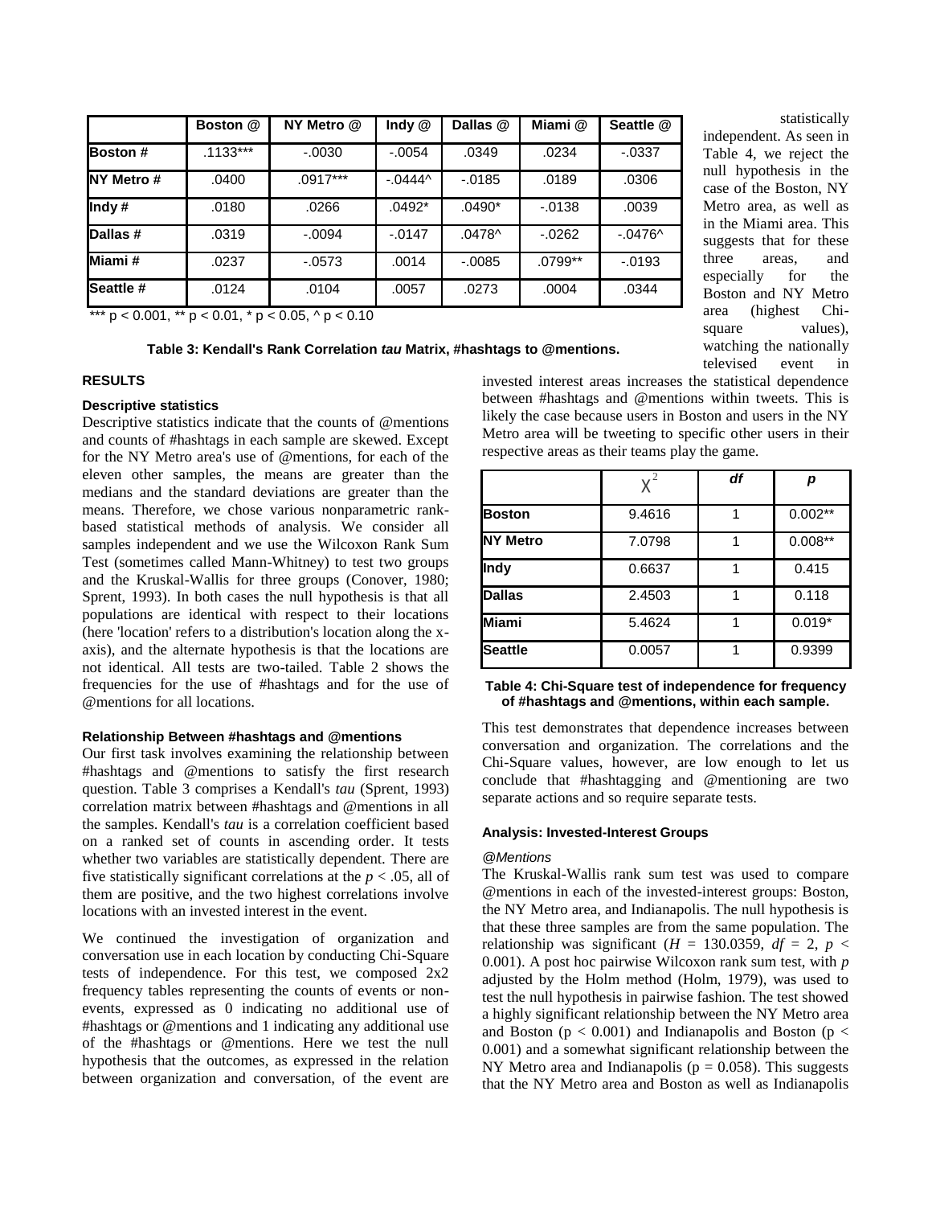|  | Boston @ | NY Metro @ | Indy @ | Dallas @ | Miami @ | Seattle @ |
| --- | --- | --- | --- | --- | --- | --- |
| **Boston #** | .1133*** | -.0030 | -.0054 | .0349 | .0234 | -.0337 |
| **NY Metro #** | .0400 | .0917*** | -.0444^ | -.0185 | .0189 | .0306 |
| **Indy #** | .0180 | .0266 | .0492* | .0490* | -.0138 | .0039 |
| **Dallas #** | .0319 | -.0094 | -.0147 | .0478^ | -.0262 | -.0476^ |
| **Miami #** | .0237 | -.0573 | .0014 | -.0085 | .0799** | -.0193 |
| **Seattle #** | .0124 | .0104 | .0057 | .0273 | .0004 | .0344 |

*** p < 0.001, ** p < 0.01, * p < 0.05, ^ p < 0.10

**Table 3: Kendall's Rank Correlation *tau* Matrix, #hashtags to @mentions.**

### RESULTS

#### Descriptive statistics

Descriptive statistics indicate that the counts of @mentions and counts of #hashtags in each sample are skewed. Except for the NY Metro area's use of @mentions, for each of the eleven other samples, the means are greater than the medians and the standard deviations are greater than the means. Therefore, we chose various nonparametric rank-based statistical methods of analysis. We consider all samples independent and we use the Wilcoxon Rank Sum Test (sometimes called Mann-Whitney) to test two groups and the Kruskal-Wallis for three groups (Conover, 1980; Sprent, 1993). In both cases the null hypothesis is that all populations are identical with respect to their locations (here 'location' refers to a distribution's location along the x-axis), and the alternate hypothesis is that the locations are not identical. All tests are two-tailed. Table 2 shows the frequencies for the use of #hashtags and for the use of @mentions for all locations.

#### Relationship Between #hashtags and @mentions

Our first task involves examining the relationship between #hashtags and @mentions to satisfy the first research question. Table 3 comprises a Kendall's *tau* (Sprent, 1993) correlation matrix between #hashtags and @mentions in all the samples. Kendall's *tau* is a correlation coefficient based on a ranked set of counts in ascending order. It tests whether two variables are statistically dependent. There are five statistically significant correlations at the $p < .05$, all of them are positive, and the two highest correlations involve locations with an invested interest in the event.

We continued the investigation of organization and conversation use in each location by conducting Chi-Square tests of independence. For this test, we composed 2x2 frequency tables representing the counts of events or non-events, expressed as 0 indicating no additional use of #hashtags or @mentions and 1 indicating any additional use of the #hashtags or @mentions. Here we test the null hypothesis that the outcomes, as expressed in the relation between organization and conversation, of the event are statistically independent. As seen in Table 4, we reject the null hypothesis in the case of the Boston, NY Metro area, as well as in the Miami area. This suggests that for these three areas, and especially for the Boston and NY Metro area (highest Chi-square values), watching the nationally televised event in invested interest areas increases the statistical dependence between #hashtags and @mentions within tweets. This is likely the case because users in Boston and users in the NY Metro area will be tweeting to specific other users in their respective areas as their teams play the game.

|  | $\chi^2$ | *df* | *p* |
| --- | --- | --- | --- |
| **Boston** | 9.4616 | 1 | 0.002** |
| **NY Metro** | 7.0798 | 1 | 0.008** |
| **Indy** | 0.6637 | 1 | 0.415 |
| **Dallas** | 2.4503 | 1 | 0.118 |
| **Miami** | 5.4624 | 1 | 0.019* |
| **Seattle** | 0.0057 | 1 | 0.9399 |

**Table 4: Chi-Square test of independence for frequency of #hashtags and @mentions, within each sample.**

This test demonstrates that dependence increases between conversation and organization. The correlations and the Chi-Square values, however, are low enough to let us conclude that #hashtagging and @mentioning are two separate actions and so require separate tests.

#### Analysis: Invested-Interest Groups

*@Mentions*

The Kruskal-Wallis rank sum test was used to compare @mentions in each of the invested-interest groups: Boston, the NY Metro area, and Indianapolis. The null hypothesis is that these three samples are from the same population. The relationship was significant ($H$ = 130.0359, $df$ = 2, $p <$ 0.001). A post hoc pairwise Wilcoxon rank sum test, with $p$ adjusted by the Holm method (Holm, 1979), was used to test the null hypothesis in pairwise fashion. The test showed a highly significant relationship between the NY Metro area and Boston ($p < 0.001$) and Indianapolis and Boston ($p <$ 0.001) and a somewhat significant relationship between the NY Metro area and Indianapolis ($p = 0.058$). This suggests that the NY Metro area and Boston as well as Indianapolis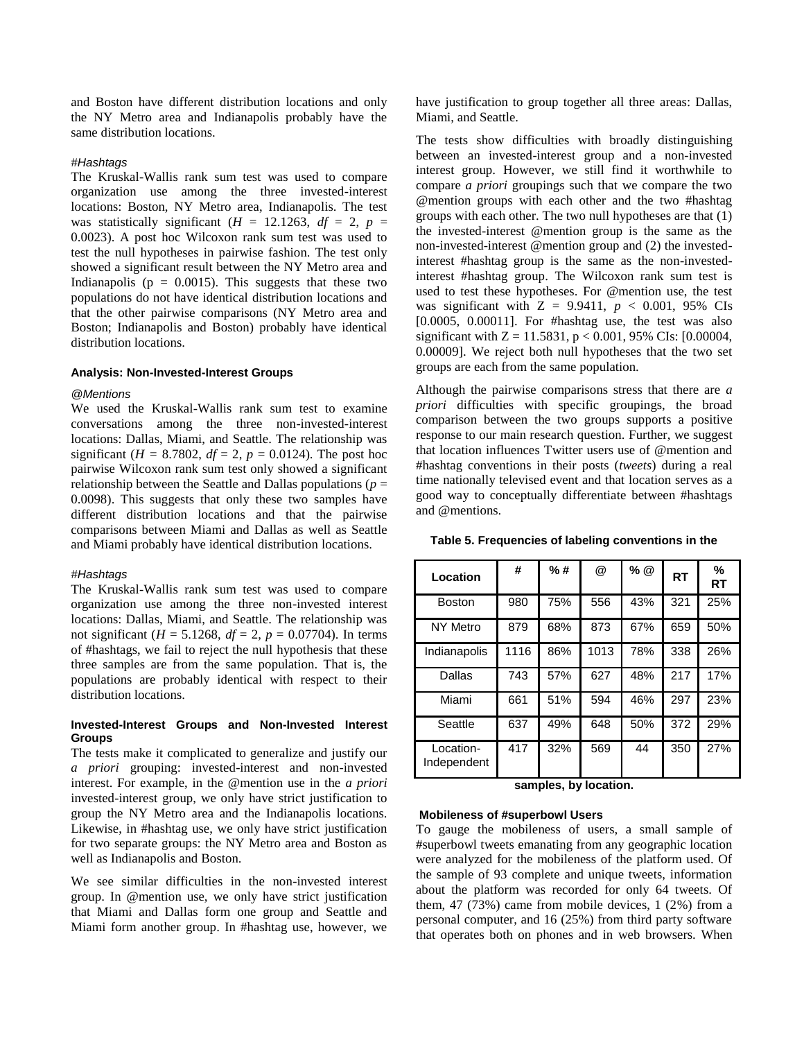and Boston have different distribution locations and only the NY Metro area and Indianapolis probably have the same distribution locations.

*#Hashtags*

The Kruskal-Wallis rank sum test was used to compare organization use among the three invested-interest locations: Boston, NY Metro area, Indianapolis. The test was statistically significant ($H$ = 12.1263, $df$ = 2, $p$ = 0.0023). A post hoc Wilcoxon rank sum test was used to test the null hypotheses in pairwise fashion. The test only showed a significant result between the NY Metro area and Indianapolis ($p$ = 0.0015). This suggests that these two populations do not have identical distribution locations and that the other pairwise comparisons (NY Metro area and Boston; Indianapolis and Boston) probably have identical distribution locations.

**Analysis: Non-Invested-Interest Groups**

*@Mentions*

We used the Kruskal-Wallis rank sum test to examine conversations among the three non-invested-interest locations: Dallas, Miami, and Seattle. The relationship was significant ($H$ = 8.7802, $df$ = 2, $p$ = 0.0124). The post hoc pairwise Wilcoxon rank sum test only showed a significant relationship between the Seattle and Dallas populations ($p$ = 0.0098). This suggests that only these two samples have different distribution locations and that the pairwise comparisons between Miami and Dallas as well as Seattle and Miami probably have identical distribution locations.

*#Hashtags*

The Kruskal-Wallis rank sum test was used to compare organization use among the three non-invested interest locations: Dallas, Miami, and Seattle. The relationship was not significant ($H$ = 5.1268, $df$ = 2, $p$ = 0.07704). In terms of #hashtags, we fail to reject the null hypothesis that these three samples are from the same population. That is, the populations are probably identical with respect to their distribution locations.

**Invested-Interest Groups and Non-Invested Interest Groups**

The tests make it complicated to generalize and justify our *a priori* grouping: invested-interest and non-invested interest. For example, in the @mention use in the *a priori* invested-interest group, we only have strict justification to group the NY Metro area and the Indianapolis locations. Likewise, in #hashtag use, we only have strict justification for two separate groups: the NY Metro area and Boston as well as Indianapolis and Boston.

We see similar difficulties in the non-invested interest group. In @mention use, we only have strict justification that Miami and Dallas form one group and Seattle and Miami form another group. In #hashtag use, however, we have justification to group together all three areas: Dallas, Miami, and Seattle.

The tests show difficulties with broadly distinguishing between an invested-interest group and a non-invested interest group. However, we still find it worthwhile to compare *a priori* groupings such that we compare the two @mention groups with each other and the two #hashtag groups with each other. The two null hypotheses are that (1) the invested-interest @mention group is the same as the non-invested-interest @mention group and (2) the invested-interest #hashtag group is the same as the non-invested-interest #hashtag group. The Wilcoxon rank sum test is used to test these hypotheses. For @mention use, the test was significant with Z = 9.9411, $p$ < 0.001, 95% CIs [0.0005, 0.00011]. For #hashtag use, the test was also significant with Z = 11.5831, p < 0.001, 95% CIs: [0.00004, 0.00009]. We reject both null hypotheses that the two set groups are each from the same population.

Although the pairwise comparisons stress that there are *a priori* difficulties with specific groupings, the broad comparison between the two groups supports a positive response to our main research question. Further, we suggest that location influences Twitter users use of @mention and #hashtag conventions in their posts (*tweets*) during a real time nationally televised event and that location serves as a good way to conceptually differentiate between #hashtags and @mentions.

**Table 5. Frequencies of labeling conventions in the samples, by location.**

| Location | # | % # | @ | % @ | RT | % RT |
|---|---|---|---|---|---|---|
| Boston | 980 | 75% | 556 | 43% | 321 | 25% |
| NY Metro | 879 | 68% | 873 | 67% | 659 | 50% |
| Indianapolis | 1116 | 86% | 1013 | 78% | 338 | 26% |
| Dallas | 743 | 57% | 627 | 48% | 217 | 17% |
| Miami | 661 | 51% | 594 | 46% | 297 | 23% |
| Seattle | 637 | 49% | 648 | 50% | 372 | 29% |
| Location-Independent | 417 | 32% | 569 | 44 | 350 | 27% |

**Mobileness of #superbowl Users**

To gauge the mobileness of users, a small sample of #superbowl tweets emanating from any geographic location were analyzed for the mobileness of the platform used. Of the sample of 93 complete and unique tweets, information about the platform was recorded for only 64 tweets. Of them, 47 (73%) came from mobile devices, 1 (2%) from a personal computer, and 16 (25%) from third party software that operates both on phones and in web browsers. When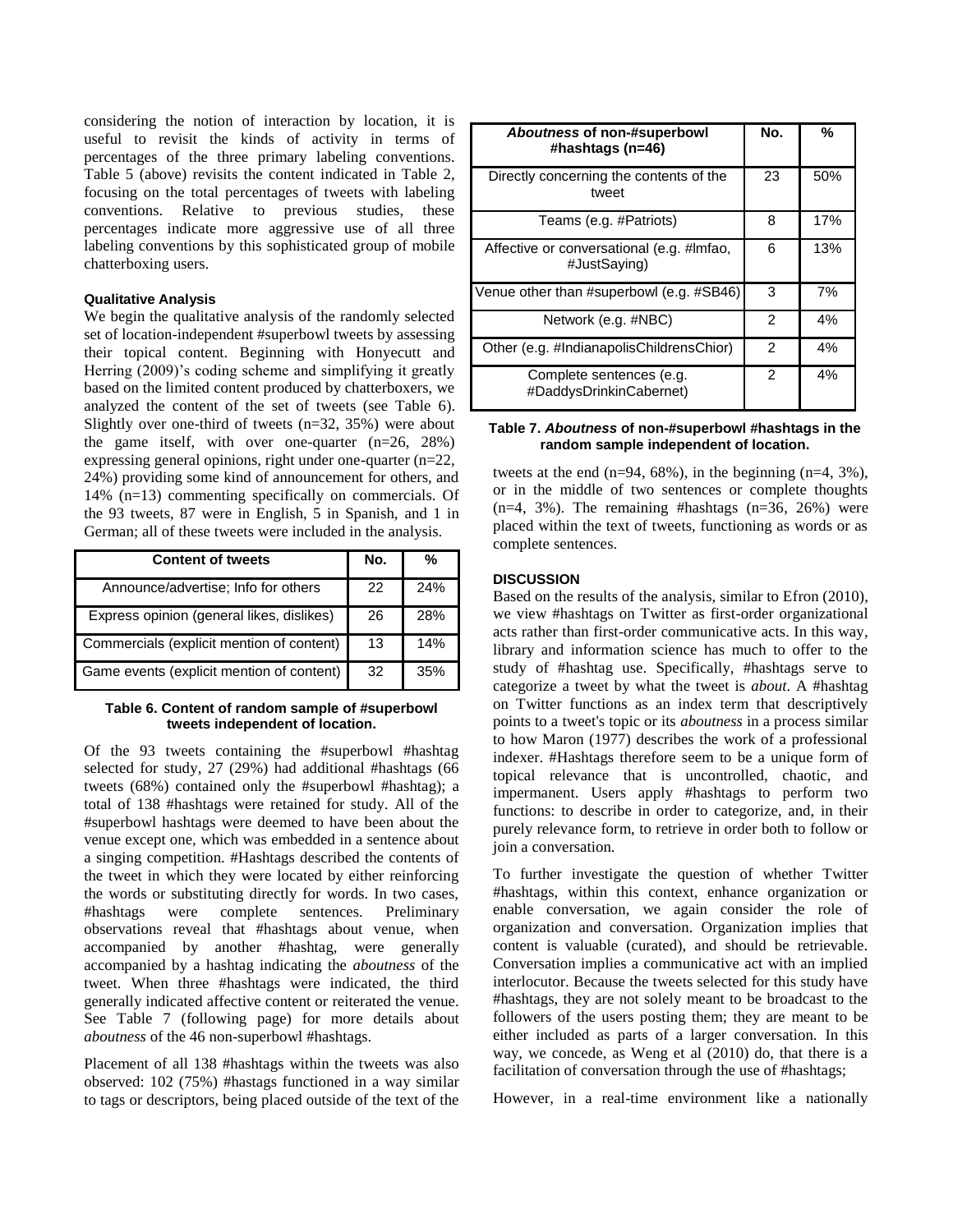considering the notion of interaction by location, it is useful to revisit the kinds of activity in terms of percentages of the three primary labeling conventions. Table 5 (above) revisits the content indicated in Table 2, focusing on the total percentages of tweets with labeling conventions. Relative to previous studies, these percentages indicate more aggressive use of all three labeling conventions by this sophisticated group of mobile chatterboxing users.

#### Qualitative Analysis

We begin the qualitative analysis of the randomly selected set of location-independent #superbowl tweets by assessing their topical content. Beginning with Honyecutt and Herring (2009)'s coding scheme and simplifying it greatly based on the limited content produced by chatterboxers, we analyzed the content of the set of tweets (see Table 6). Slightly over one-third of tweets (n=32, 35%) were about the game itself, with over one-quarter (n=26, 28%) expressing general opinions, right under one-quarter (n=22, 24%) providing some kind of announcement for others, and 14% (n=13) commenting specifically on commercials. Of the 93 tweets, 87 were in English, 5 in Spanish, and 1 in German; all of these tweets were included in the analysis.

| Content of tweets | No. | % |
|---|---|---|
| Announce/advertise; Info for others | 22 | 24% |
| Express opinion (general likes, dislikes) | 26 | 28% |
| Commercials (explicit mention of content) | 13 | 14% |
| Game events (explicit mention of content) | 32 | 35% |

**Table 6. Content of random sample of #superbowl tweets independent of location.**

Of the 93 tweets containing the #superbowl #hashtag selected for study, 27 (29%) had additional #hashtags (66 tweets (68%) contained only the #superbowl #hashtag); a total of 138 #hashtags were retained for study. All of the #superbowl hashtags were deemed to have been about the venue except one, which was embedded in a sentence about a singing competition. #Hashtags described the contents of the tweet in which they were located by either reinforcing the words or substituting directly for words. In two cases, #hashtags were complete sentences. Preliminary observations reveal that #hashtags about venue, when accompanied by another #hashtag, were generally accompanied by a hashtag indicating the *aboutness* of the tweet. When three #hashtags were indicated, the third generally indicated affective content or reiterated the venue. See Table 7 (following page) for more details about *aboutness* of the 46 non-superbowl #hashtags.

Placement of all 138 #hashtags within the tweets was also observed: 102 (75%) #hastags functioned in a way similar to tags or descriptors, being placed outside of the text of the tweets at the end (n=94, 68%), in the beginning (n=4, 3%), or in the middle of two sentences or complete thoughts (n=4, 3%). The remaining #hashtags (n=36, 26%) were placed within the text of tweets, functioning as words or as complete sentences.

| ***Aboutness* of non-#superbowl #hashtags (n=46)** | No. | % |
|---|---|---|
| Directly concerning the contents of the tweet | 23 | 50% |
| Teams (e.g. #Patriots) | 8 | 17% |
| Affective or conversational (e.g. #lmfao, #JustSaying) | 6 | 13% |
| Venue other than #superbowl (e.g. #SB46) | 3 | 7% |
| Network (e.g. #NBC) | 2 | 4% |
| Other (e.g. #IndianapolisChildrensChior) | 2 | 4% |
| Complete sentences (e.g. #DaddysDrinkinCabernet) | 2 | 4% |

**Table 7. *Aboutness* of non-#superbowl #hashtags in the random sample independent of location.**

#### DISCUSSION

Based on the results of the analysis, similar to Efron (2010), we view #hashtags on Twitter as first-order organizational acts rather than first-order communicative acts. In this way, library and information science has much to offer to the study of #hashtag use. Specifically, #hashtags serve to categorize a tweet by what the tweet is *about*. A #hashtag on Twitter functions as an index term that descriptively points to a tweet's topic or its *aboutness* in a process similar to how Maron (1977) describes the work of a professional indexer. #Hashtags therefore seem to be a unique form of topical relevance that is uncontrolled, chaotic, and impermanent. Users apply #hashtags to perform two functions: to describe in order to categorize, and, in their purely relevance form, to retrieve in order both to follow or join a conversation.

To further investigate the question of whether Twitter #hashtags, within this context, enhance organization or enable conversation, we again consider the role of organization and conversation. Organization implies that content is valuable (curated), and should be retrievable. Conversation implies a communicative act with an implied interlocutor. Because the tweets selected for this study have #hashtags, they are not solely meant to be broadcast to the followers of the users posting them; they are meant to be either included as parts of a larger conversation. In this way, we concede, as Weng et al (2010) do, that there is a facilitation of conversation through the use of #hashtags;

However, in a real-time environment like a nationally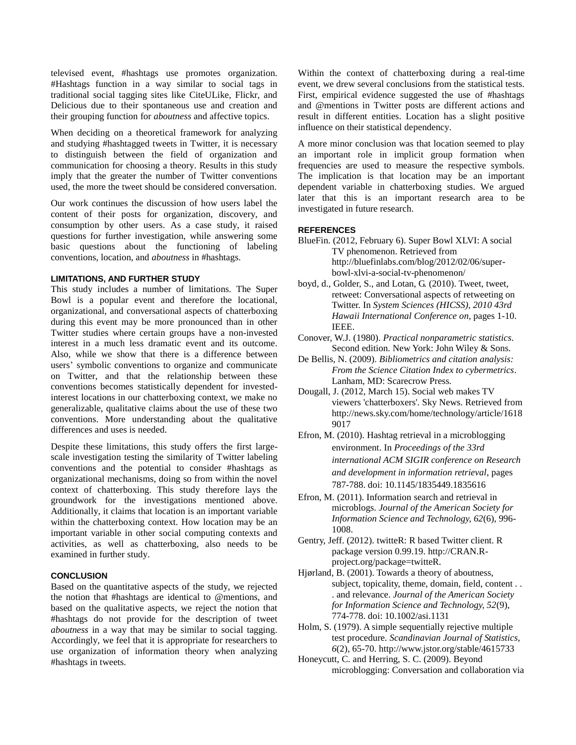televised event, #hashtags use promotes organization. #Hashtags function in a way similar to social tags in traditional social tagging sites like CiteULike, Flickr, and Delicious due to their spontaneous use and creation and their grouping function for *aboutness* and affective topics.

When deciding on a theoretical framework for analyzing and studying #hashtagged tweets in Twitter, it is necessary to distinguish between the field of organization and communication for choosing a theory. Results in this study imply that the greater the number of Twitter conventions used, the more the tweet should be considered conversation.

Our work continues the discussion of how users label the content of their posts for organization, discovery, and consumption by other users. As a case study, it raised questions for further investigation, while answering some basic questions about the functioning of labeling conventions, location, and *aboutness* in #hashtags.

### LIMITATIONS, AND FURTHER STUDY

This study includes a number of limitations. The Super Bowl is a popular event and therefore the locational, organizational, and conversational aspects of chatterboxing during this event may be more pronounced than in other Twitter studies where certain groups have a non-invested interest in a much less dramatic event and its outcome. Also, while we show that there is a difference between users' symbolic conventions to organize and communicate on Twitter, and that the relationship between these conventions becomes statistically dependent for invested-interest locations in our chatterboxing context, we make no generalizable, qualitative claims about the use of these two conventions. More understanding about the qualitative differences and uses is needed.

Despite these limitations, this study offers the first large-scale investigation testing the similarity of Twitter labeling conventions and the potential to consider #hashtags as organizational mechanisms, doing so from within the novel context of chatterboxing. This study therefore lays the groundwork for the investigations mentioned above. Additionally, it claims that location is an important variable within the chatterboxing context. How location may be an important variable in other social computing contexts and activities, as well as chatterboxing, also needs to be examined in further study.

### CONCLUSION

Based on the quantitative aspects of the study, we rejected the notion that #hashtags are identical to @mentions, and based on the qualitative aspects, we reject the notion that #hashtags do not provide for the description of tweet *aboutness* in a way that may be similar to social tagging. Accordingly, we feel that it is appropriate for researchers to use organization of information theory when analyzing #hashtags in tweets.

Within the context of chatterboxing during a real-time event, we drew several conclusions from the statistical tests. First, empirical evidence suggested the use of #hashtags and @mentions in Twitter posts are different actions and result in different entities. Location has a slight positive influence on their statistical dependency.

A more minor conclusion was that location seemed to play an important role in implicit group formation when frequencies are used to measure the respective symbols. The implication is that location may be an important dependent variable in chatterboxing studies. We argued later that this is an important research area to be investigated in future research.

### REFERENCES

BlueFin. (2012, February 6). Super Bowl XLVI: A social TV phenomenon. Retrieved from http://bluefinlabs.com/blog/2012/02/06/super-bowl-xlvi-a-social-tv-phenomenon/

boyd, d., Golder, S., and Lotan, G. (2010). Tweet, tweet, retweet: Conversational aspects of retweeting on Twitter. In *System Sciences (HICSS), 2010 43rd Hawaii International Conference on*, pages 1-10. IEEE.

Conover, W.J. (1980). *Practical nonparametric statistics*. Second edition. New York: John Wiley & Sons.

De Bellis, N. (2009). *Bibliometrics and citation analysis: From the Science Citation Index to cybermetrics*. Lanham, MD: Scarecrow Press.

Dougall, J. (2012, March 15). Social web makes TV viewers 'chatterboxers'. Sky News. Retrieved from http://news.sky.com/home/technology/article/16189017

Efron, M. (2010). Hashtag retrieval in a microblogging environment. In *Proceedings of the 33rd international ACM SIGIR conference on Research and development in information retrieval*, pages 787-788. doi: 10.1145/1835449.1835616

Efron, M. (2011). Information search and retrieval in microblogs. *Journal of the American Society for Information Science and Technology, 62*(6), 996-1008.

Gentry, Jeff. (2012). twitteR: R based Twitter client. R package version 0.99.19. http://CRAN.R-project.org/package=twitteR.

Hjørland, B. (2001). Towards a theory of aboutness, subject, topicality, theme, domain, field, content . . . and relevance. *Journal of the American Society for Information Science and Technology, 52*(9), 774-778. doi: 10.1002/asi.1131

Holm, S. (1979). A simple sequentially rejective multiple test procedure. *Scandinavian Journal of Statistics, 6*(2), 65-70. http://www.jstor.org/stable/4615733

Honeycutt, C. and Herring, S. C. (2009). Beyond microblogging: Conversation and collaboration via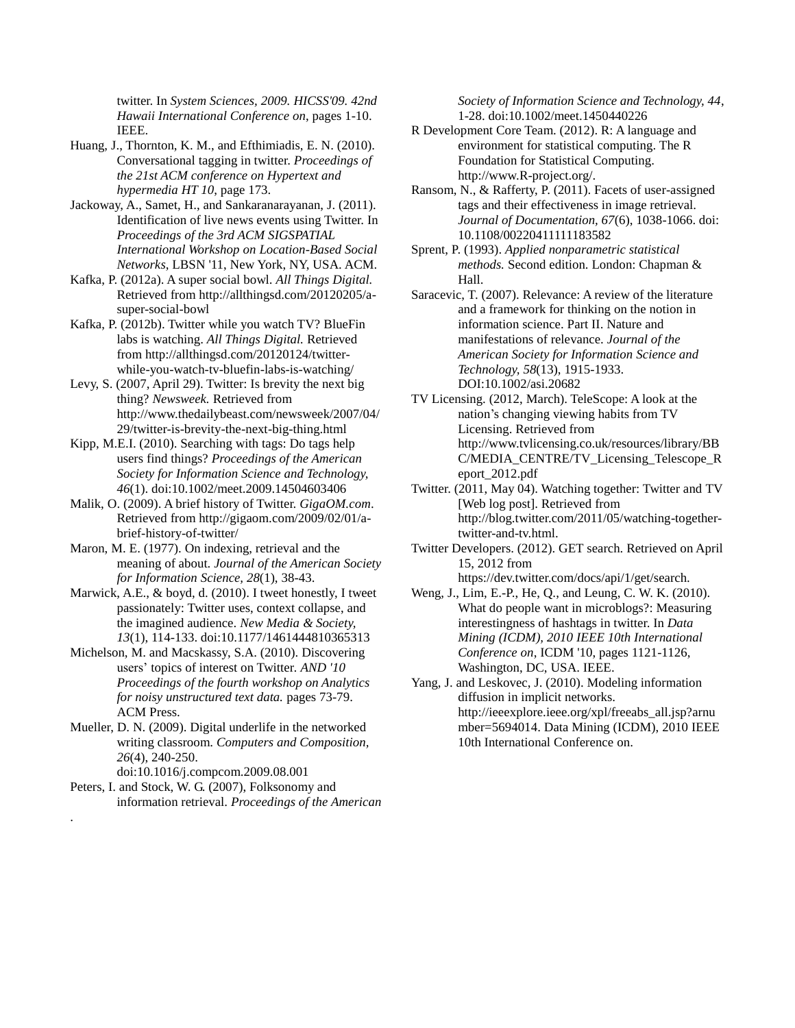twitter. In *System Sciences, 2009. HICSS'09. 42nd Hawaii International Conference on*, pages 1-10. IEEE.

Huang, J., Thornton, K. M., and Efthimiadis, E. N. (2010). Conversational tagging in twitter. *Proceedings of the 21st ACM conference on Hypertext and hypermedia HT 10*, page 173.

Jackoway, A., Samet, H., and Sankaranarayanan, J. (2011). Identification of live news events using Twitter. In *Proceedings of the 3rd ACM SIGSPATIAL International Workshop on Location-Based Social Networks*, LBSN '11, New York, NY, USA. ACM.

Kafka, P. (2012a). A super social bowl. *All Things Digital.* Retrieved from http://allthingsd.com/20120205/a-super-social-bowl

Kafka, P. (2012b). Twitter while you watch TV? BlueFin labs is watching. *All Things Digital.* Retrieved from http://allthingsd.com/20120124/twitter-while-you-watch-tv-bluefin-labs-is-watching/

Levy, S. (2007, April 29). Twitter: Is brevity the next big thing? *Newsweek.* Retrieved from http://www.thedailybeast.com/newsweek/2007/04/29/twitter-is-brevity-the-next-big-thing.html

Kipp, M.E.I. (2010). Searching with tags: Do tags help users find things? *Proceedings of the American Society for Information Science and Technology, 46*(1). doi:10.1002/meet.2009.14504603406

Malik, O. (2009). A brief history of Twitter. *GigaOM.com*. Retrieved from http://gigaom.com/2009/02/01/a-brief-history-of-twitter/

Maron, M. E. (1977). On indexing, retrieval and the meaning of about. *Journal of the American Society for Information Science, 28*(1), 38-43.

Marwick, A.E., & boyd, d. (2010). I tweet honestly, I tweet passionately: Twitter uses, context collapse, and the imagined audience. *New Media & Society, 13*(1), 114-133. doi:10.1177/1461444810365313

Michelson, M. and Macskassy, S.A. (2010). Discovering users' topics of interest on Twitter. *AND '10 Proceedings of the fourth workshop on Analytics for noisy unstructured text data.* pages 73-79. ACM Press.

Mueller, D. N. (2009). Digital underlife in the networked writing classroom. *Computers and Composition, 26*(4), 240-250. doi:10.1016/j.compcom.2009.08.001

Peters, I. and Stock, W. G. (2007), Folksonomy and information retrieval. *Proceedings of the American Society of Information Science and Technology, 44*, 1-28. doi:10.1002/meet.1450440226

R Development Core Team. (2012). R: A language and environment for statistical computing. The R Foundation for Statistical Computing. http://www.R-project.org/.

Ransom, N., & Rafferty, P. (2011). Facets of user-assigned tags and their effectiveness in image retrieval. *Journal of Documentation, 67*(6), 1038-1066. doi: 10.1108/00220411111183582

Sprent, P. (1993). *Applied nonparametric statistical methods.* Second edition. London: Chapman & Hall.

Saracevic, T. (2007). Relevance: A review of the literature and a framework for thinking on the notion in information science. Part II. Nature and manifestations of relevance. *Journal of the American Society for Information Science and Technology, 58*(13), 1915-1933. DOI:10.1002/asi.20682

TV Licensing. (2012, March). TeleScope: A look at the nation's changing viewing habits from TV Licensing. Retrieved from http://www.tvlicensing.co.uk/resources/library/BBC/MEDIA_CENTRE/TV_Licensing_Telescope_Report_2012.pdf

Twitter. (2011, May 04). Watching together: Twitter and TV [Web log post]. Retrieved from http://blog.twitter.com/2011/05/watching-together-twitter-and-tv.html.

Twitter Developers. (2012). GET search. Retrieved on April 15, 2012 from https://dev.twitter.com/docs/api/1/get/search.

Weng, J., Lim, E.-P., He, Q., and Leung, C. W. K. (2010). What do people want in microblogs?: Measuring interestingness of hashtags in twitter. In *Data Mining (ICDM), 2010 IEEE 10th International Conference on*, ICDM '10, pages 1121-1126, Washington, DC, USA. IEEE.

Yang, J. and Leskovec, J. (2010). Modeling information diffusion in implicit networks. http://ieeexplore.ieee.org/xpl/freeabs_all.jsp?arnumber=5694014. Data Mining (ICDM), 2010 IEEE 10th International Conference on.